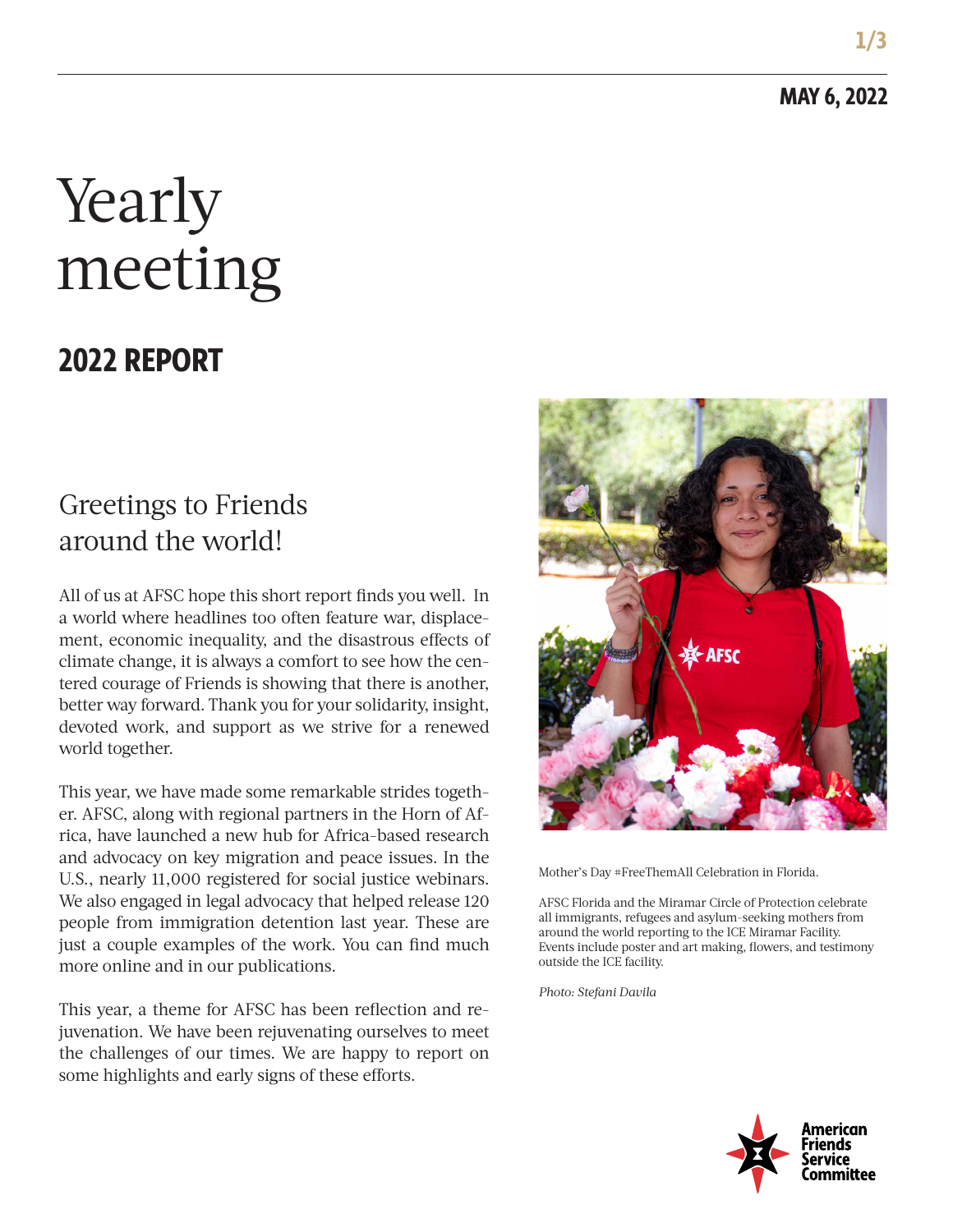MAY 6, 2022

# Yearly meeting

## 2022 REPORT

### Greetings to Friends around the world!

All of us at AFSC hope this short report finds you well. In a world where headlines too often feature war, displacement, economic inequality, and the disastrous effects of climate change, it is always a comfort to see how the centered courage of Friends is showing that there is another, better way forward. Thank you for your solidarity, insight, devoted work, and support as we strive for a renewed world together.

This year, we have made some remarkable strides together. AFSC, along with regional partners in the Horn of Africa, have launched a new hub for Africa-based research and advocacy on key migration and peace issues. In the U.S., nearly 11,000 registered for social justice webinars. We also engaged in legal advocacy that helped release 120 people from immigration detention last year. These are just a couple examples of the work. You can find much more online and in our publications.

This year, a theme for AFSC has been reflection and rejuvenation. We have been rejuvenating ourselves to meet the challenges of our times. We are happy to report on some highlights and early signs of these efforts.

Mother's Day #FreeThemAll Celebration in Florida.

AFSC Florida and the Miramar Circle of Protection celebrate all immigrants, refugees and asylum-seeking mothers from around the world reporting to the ICE Miramar Facility. Events include poster and art making, flowers, and testimony outside the ICE facility.

*Photo: Stefani Davila*

American Friends Service Committee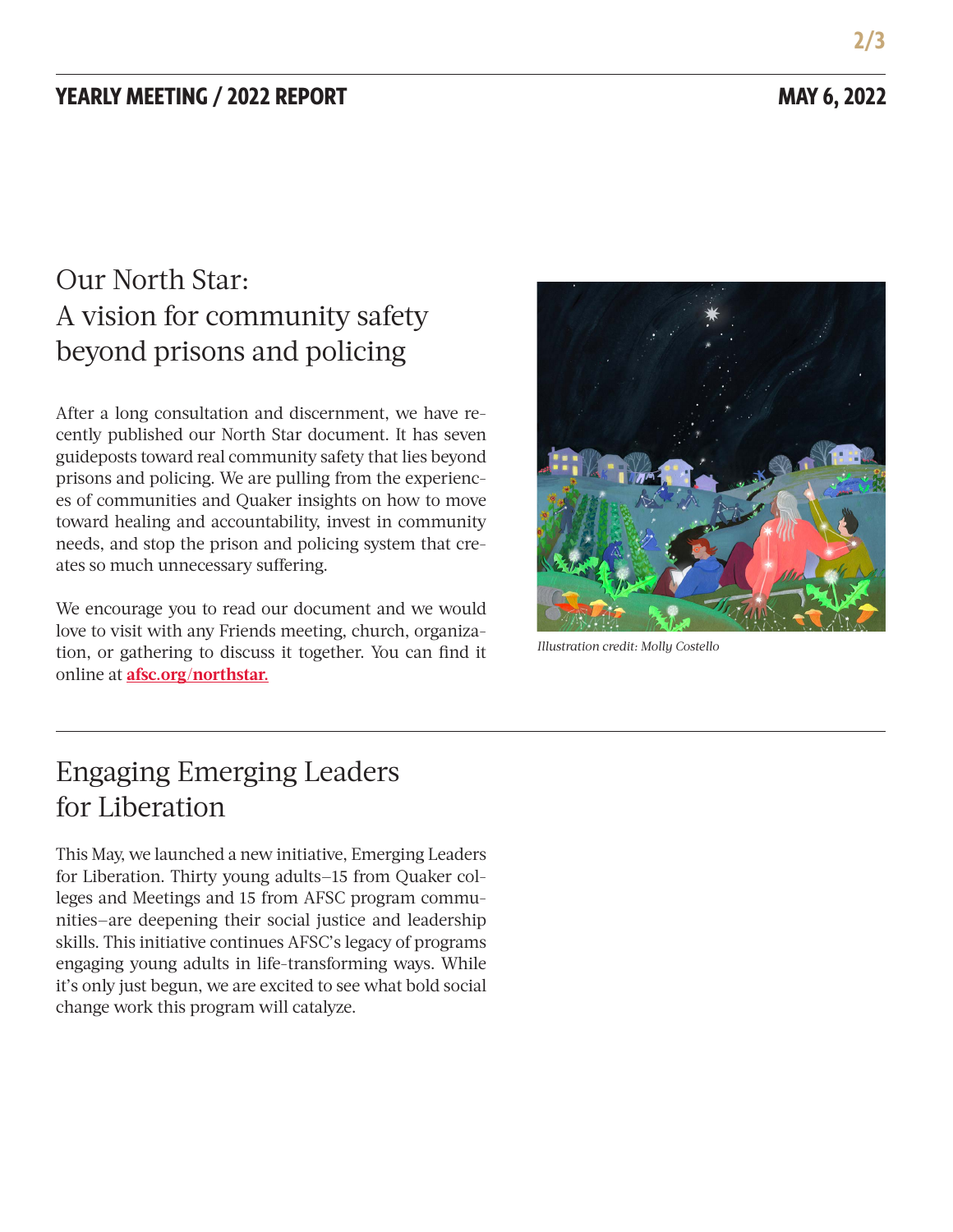## Our North Star: A vision for community safety beyond prisons and policing

After a long consultation and discernment, we have recently published our North Star document. It has seven guideposts toward real community safety that lies beyond prisons and policing. We are pulling from the experiences of communities and Quaker insights on how to move toward healing and accountability, invest in community needs, and stop the prison and policing system that creates so much unnecessary suffering.

We encourage you to read our document and we would love to visit with any Friends meeting, church, organization, or gathering to discuss it together. You can find it online at **afsc.org/northstar.**

*Illustration credit: Molly Costello*

## Engaging Emerging Leaders for Liberation

This May, we launched a new initiative, Emerging Leaders for Liberation. Thirty young adults–15 from Quaker colleges and Meetings and 15 from AFSC program communities–are deepening their social justice and leadership skills. This initiative continues AFSC's legacy of programs engaging young adults in life-transforming ways. While it's only just begun, we are excited to see what bold social change work this program will catalyze.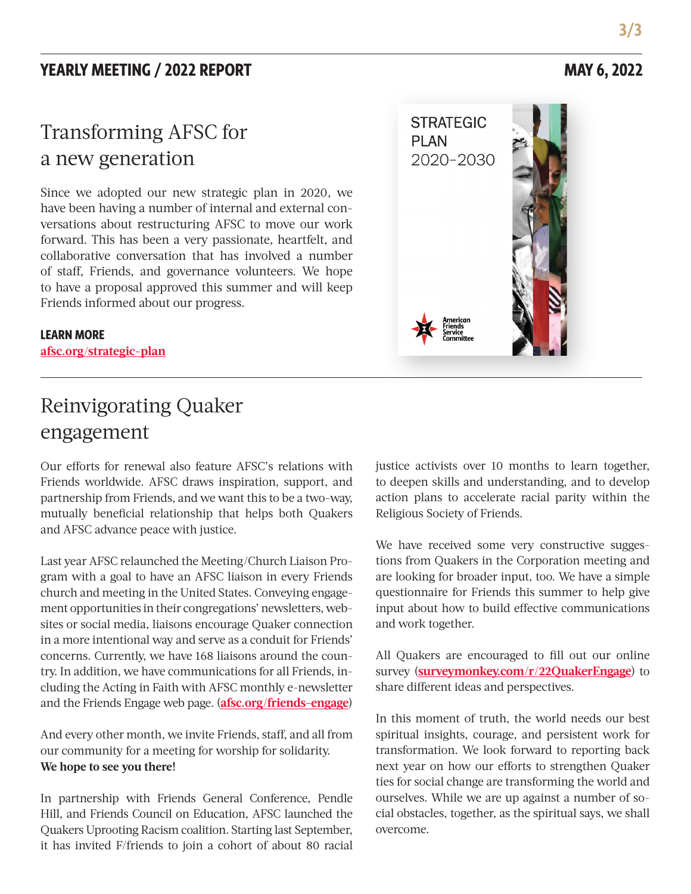## Transforming AFSC for a new generation

Since we adopted our new strategic plan in 2020, we have been having a number of internal and external conversations about restructuring AFSC to move our work forward. This has been a very passionate, heartfelt, and collaborative conversation that has involved a number of staff, Friends, and governance volunteers. We hope to have a proposal approved this summer and will keep Friends informed about our progress.

**LEARN MORE**
afsc.org/strategic-plan

STRATEGIC PLAN 2020–2030

American Friends Service Committee

## Reinvigorating Quaker engagement

Our efforts for renewal also feature AFSC's relations with Friends worldwide. AFSC draws inspiration, support, and partnership from Friends, and we want this to be a two-way, mutually beneficial relationship that helps both Quakers and AFSC advance peace with justice.

Last year AFSC relaunched the Meeting/Church Liaison Program with a goal to have an AFSC liaison in every Friends church and meeting in the United States. Conveying engagement opportunities in their congregations' newsletters, websites or social media, liaisons encourage Quaker connection in a more intentional way and serve as a conduit for Friends' concerns. Currently, we have 168 liaisons around the country. In addition, we have communications for all Friends, including the Acting in Faith with AFSC monthly e-newsletter and the Friends Engage web page. (afsc.org/friends-engage)

And every other month, we invite Friends, staff, and all from our community for a meeting for worship for solidarity. **We hope to see you there!**

In partnership with Friends General Conference, Pendle Hill, and Friends Council on Education, AFSC launched the Quakers Uprooting Racism coalition. Starting last September, it has invited F/friends to join a cohort of about 80 racial justice activists over 10 months to learn together, to deepen skills and understanding, and to develop action plans to accelerate racial parity within the Religious Society of Friends.

We have received some very constructive suggestions from Quakers in the Corporation meeting and are looking for broader input, too. We have a simple questionnaire for Friends this summer to help give input about how to build effective communications and work together.

All Quakers are encouraged to fill out our online survey (surveymonkey.com/r/22QuakerEngage) to share different ideas and perspectives.

In this moment of truth, the world needs our best spiritual insights, courage, and persistent work for transformation. We look forward to reporting back next year on how our efforts to strengthen Quaker ties for social change are transforming the world and ourselves. While we are up against a number of social obstacles, together, as the spiritual says, we shall overcome.